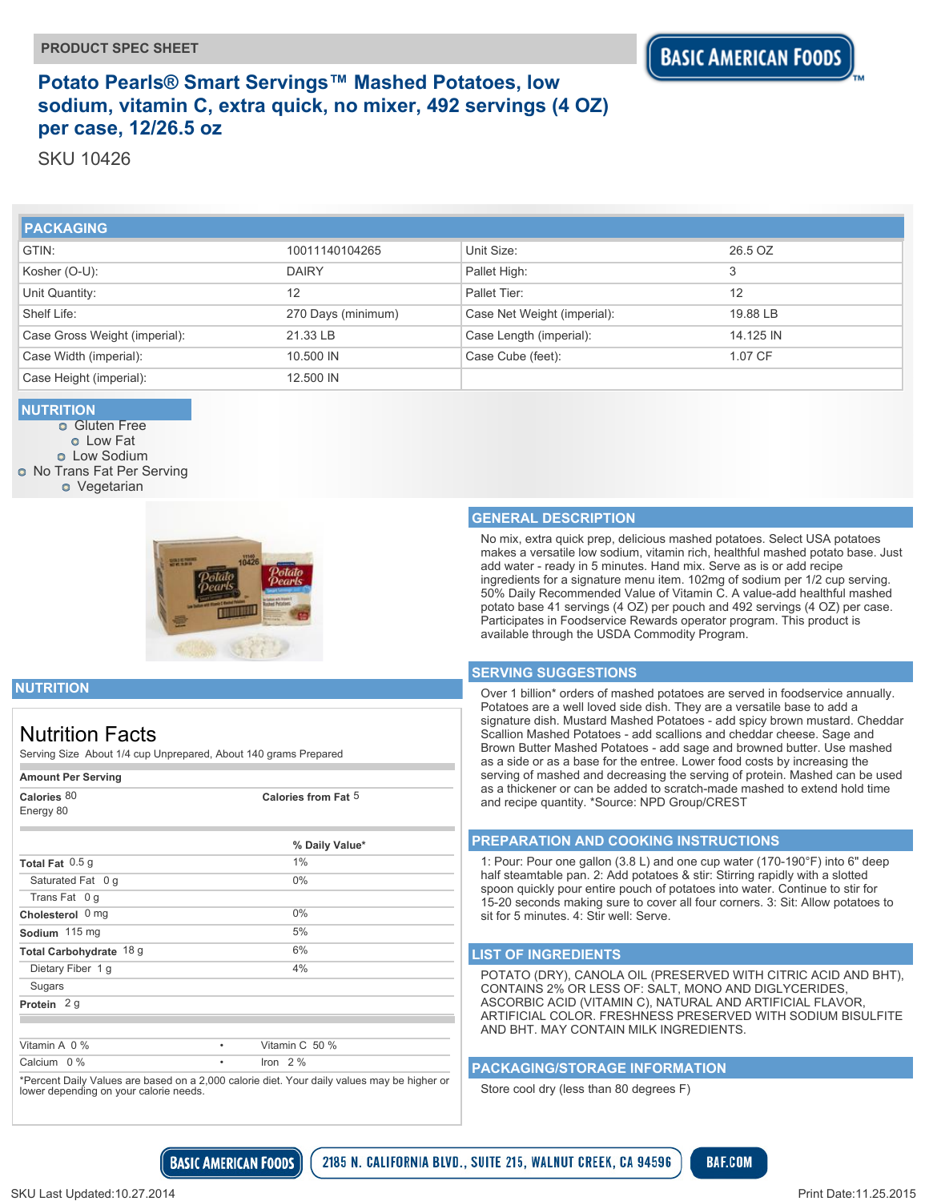PRODUCT SPEC SHEET

# Potato Pearls® Smart Servings™ Mashed Potatoes, low sodium, vitamin C, extra quick, no mixer, 492 servings (4 OZ) per case, 12/26.5 oz

SKU 10426

## PACKAGING

| | | | |
|---|---|---|---|
| GTIN: | 10011140104265 | Unit Size: | 26.5 OZ |
| Kosher (O-U): | DAIRY | Pallet High: | 3 |
| Unit Quantity: | 12 | Pallet Tier: | 12 |
| Shelf Life: | 270 Days (minimum) | Case Net Weight (imperial): | 19.88 LB |
| Case Gross Weight (imperial): | 21.33 LB | Case Length (imperial): | 14.125 IN |
| Case Width (imperial): | 10.500 IN | Case Cube (feet): | 1.07 CF |
| Case Height (imperial): | 12.500 IN | | |

## NUTRITION

- Gluten Free
- Low Fat
- Low Sodium
- No Trans Fat Per Serving
- Vegetarian

## GENERAL DESCRIPTION

No mix, extra quick prep, delicious mashed potatoes. Select USA potatoes makes a versatile low sodium, vitamin rich, healthful mashed potato base. Just add water - ready in 5 minutes. Hand mix. Serve as is or add recipe ingredients for a signature menu item. 102mg of sodium per 1/2 cup serving. 50% Daily Recommended Value of Vitamin C. A value-add healthful mashed potato base 41 servings (4 OZ) per pouch and 492 servings (4 OZ) per case. Participates in Foodservice Rewards operator program. This product is available through the USDA Commodity Program.

## NUTRITION

### Nutrition Facts

Serving Size About 1/4 cup Unprepared, About 140 grams Prepared

**Amount Per Serving**

**Calories** 80 | **Calories from Fat** 5

Energy 80

| | % Daily Value* |
|---|---|
| **Total Fat** 0.5 g | 1% |
| Saturated Fat 0 g | 0% |
| Trans Fat 0 g | |
| **Cholesterol** 0 mg | 0% |
| **Sodium** 115 mg | 5% |
| **Total Carbohydrate** 18 g | 6% |
| Dietary Fiber 1 g | 4% |
| Sugars | |
| **Protein** 2 g | |

| | |
|---|---|
| Vitamin A 0 % | Vitamin C 50 % |
| Calcium 0 % | Iron 2 % |

*Percent Daily Values are based on a 2,000 calorie diet. Your daily values may be higher or lower depending on your calorie needs.

## SERVING SUGGESTIONS

Over 1 billion* orders of mashed potatoes are served in foodservice annually. Potatoes are a well loved side dish. They are a versatile base to add a signature dish. Mustard Mashed Potatoes - add spicy brown mustard. Cheddar Scallion Mashed Potatoes - add scallions and cheddar cheese. Sage and Brown Butter Mashed Potatoes - add sage and browned butter. Use mashed as a side or as a base for the entree. Lower food costs by increasing the serving of mashed and decreasing the serving of protein. Mashed can be used as a thickener or can be added to scratch-made mashed to extend hold time and recipe quantity. *Source: NPD Group/CREST

## PREPARATION AND COOKING INSTRUCTIONS

1: Pour: Pour one gallon (3.8 L) and one cup water (170-190°F) into 6" deep half steamtable pan. 2: Add potatoes & stir: Stirring rapidly with a slotted spoon quickly pour entire pouch of potatoes into water. Continue to stir for 15-20 seconds making sure to cover all four corners. 3: Sit: Allow potatoes to sit for 5 minutes. 4: Stir well: Serve.

## LIST OF INGREDIENTS

POTATO (DRY), CANOLA OIL (PRESERVED WITH CITRIC ACID AND BHT), CONTAINS 2% OR LESS OF: SALT, MONO AND DIGLYCERIDES, ASCORBIC ACID (VITAMIN C), NATURAL AND ARTIFICIAL FLAVOR, ARTIFICIAL COLOR. FRESHNESS PRESERVED WITH SODIUM BISULFITE AND BHT. MAY CONTAIN MILK INGREDIENTS.

## PACKAGING/STORAGE INFORMATION

Store cool dry (less than 80 degrees F)

BASIC AMERICAN FOODS | 2185 N. CALIFORNIA BLVD., SUITE 215, WALNUT CREEK, CA 94596 | BAF.COM

SKU Last Updated:10.27.2014

Print Date:11.25.2015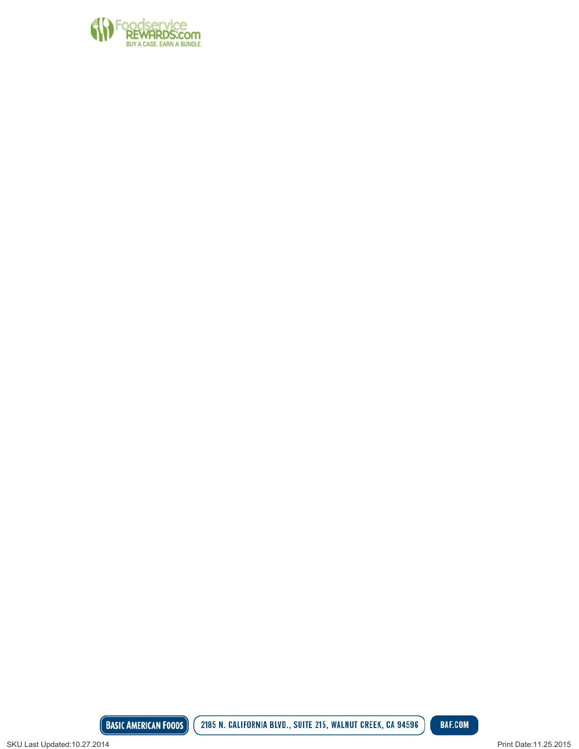Foodservice REWARDS.com

BUY A CASE. EARN A BUNDLE

BASIC AMERICAN FOODS | 2185 N. CALIFORNIA BLVD., SUITE 215, WALNUT CREEK, CA 94596 | BAF.COM

SKU Last Updated:10.27.2014

Print Date:11.25.2015